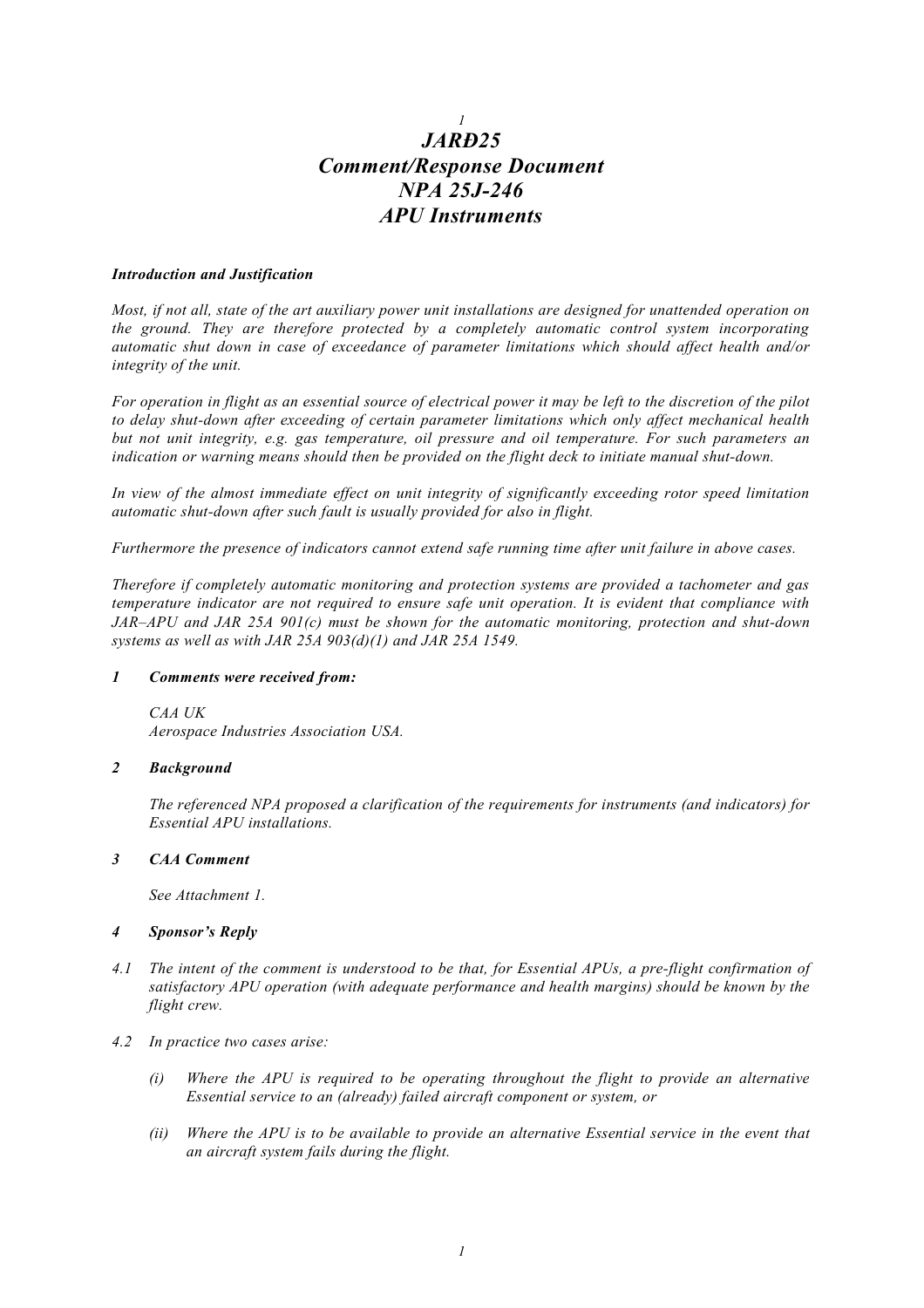# JARÐ25
# Comment/Response Document
# NPA 25J-246
# APU Instruments

***Introduction and Justification***

*Most, if not all, state of the art auxiliary power unit installations are designed for unattended operation on the ground. They are therefore protected by a completely automatic control system incorporating automatic shut down in case of exceedance of parameter limitations which should affect health and/or integrity of the unit.*

*For operation in flight as an essential source of electrical power it may be left to the discretion of the pilot to delay shut-down after exceeding of certain parameter limitations which only affect mechanical health but not unit integrity, e.g. gas temperature, oil pressure and oil temperature. For such parameters an indication or warning means should then be provided on the flight deck to initiate manual shut-down.*

*In view of the almost immediate effect on unit integrity of significantly exceeding rotor speed limitation automatic shut-down after such fault is usually provided for also in flight.*

*Furthermore the presence of indicators cannot extend safe running time after unit failure in above cases.*

*Therefore if completely automatic monitoring and protection systems are provided a tachometer and gas temperature indicator are not required to ensure safe unit operation. It is evident that compliance with JAR–APU and JAR 25A 901(c) must be shown for the automatic monitoring, protection and shut-down systems as well as with JAR 25A 903(d)(1) and JAR 25A 1549.*

## *1 Comments were received from:*

*CAA UK*
*Aerospace Industries Association USA.*

## *2 Background*

*The referenced NPA proposed a clarification of the requirements for instruments (and indicators) for Essential APU installations.*

## *3 CAA Comment*

*See Attachment 1.*

## *4 Sponsor's Reply*

*4.1 The intent of the comment is understood to be that, for Essential APUs, a pre-flight confirmation of satisfactory APU operation (with adequate performance and health margins) should be known by the flight crew.*

*4.2 In practice two cases arise:*

*(i) Where the APU is required to be operating throughout the flight to provide an alternative Essential service to an (already) failed aircraft component or system, or*

*(ii) Where the APU is to be available to provide an alternative Essential service in the event that an aircraft system fails during the flight.*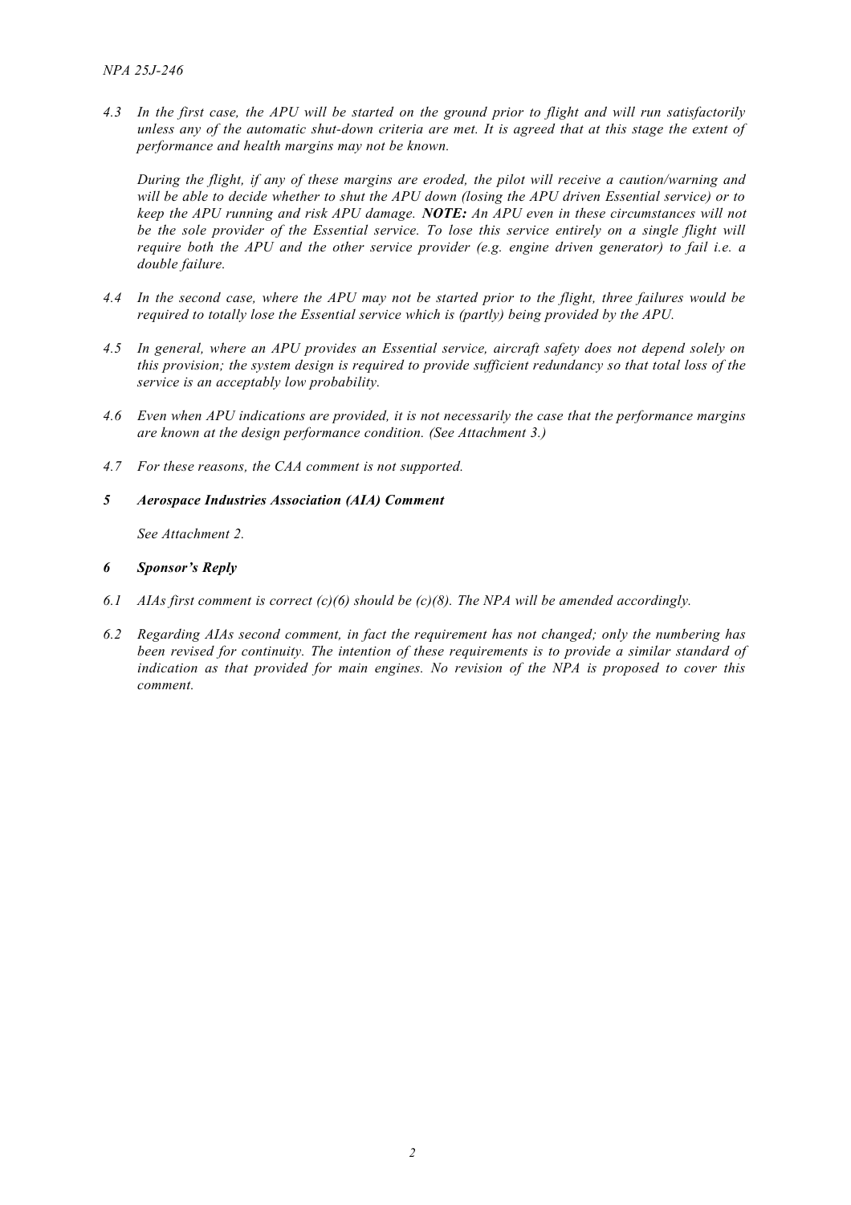*4.3 In the first case, the APU will be started on the ground prior to flight and will run satisfactorily unless any of the automatic shut-down criteria are met. It is agreed that at this stage the extent of performance and health margins may not be known.*

*During the flight, if any of these margins are eroded, the pilot will receive a caution/warning and will be able to decide whether to shut the APU down (losing the APU driven Essential service) or to keep the APU running and risk APU damage.* ***NOTE:*** *An APU even in these circumstances will not be the sole provider of the Essential service. To lose this service entirely on a single flight will require both the APU and the other service provider (e.g. engine driven generator) to fail i.e. a double failure.*

*4.4 In the second case, where the APU may not be started prior to the flight, three failures would be required to totally lose the Essential service which is (partly) being provided by the APU.*

*4.5 In general, where an APU provides an Essential service, aircraft safety does not depend solely on this provision; the system design is required to provide sufficient redundancy so that total loss of the service is an acceptably low probability.*

*4.6 Even when APU indications are provided, it is not necessarily the case that the performance margins are known at the design performance condition. (See Attachment 3.)*

*4.7 For these reasons, the CAA comment is not supported.*

## *5 Aerospace Industries Association (AIA) Comment*

*See Attachment 2.*

## *6 Sponsor's Reply*

*6.1 AIAs first comment is correct (c)(6) should be (c)(8). The NPA will be amended accordingly.*

*6.2 Regarding AIAs second comment, in fact the requirement has not changed; only the numbering has been revised for continuity. The intention of these requirements is to provide a similar standard of indication as that provided for main engines. No revision of the NPA is proposed to cover this comment.*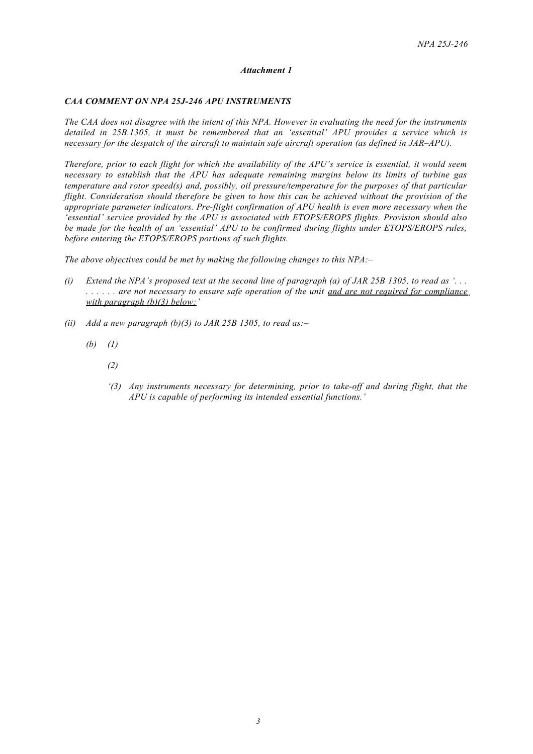*Attachment 1*

***CAA COMMENT ON NPA 25J-246 APU INSTRUMENTS***

*The CAA does not disagree with the intent of this NPA. However in evaluating the need for the instruments detailed in 25B.1305, it must be remembered that an 'essential' APU provides a service which is <u>necessary</u> for the despatch of the <u>aircraft</u> to maintain safe <u>aircraft</u> operation (as defined in JAR–APU).*

*Therefore, prior to each flight for which the availability of the APU's service is essential, it would seem necessary to establish that the APU has adequate remaining margins below its limits of turbine gas temperature and rotor speed(s) and, possibly, oil pressure/temperature for the purposes of that particular flight. Consideration should therefore be given to how this can be achieved without the provision of the appropriate parameter indicators. Pre-flight confirmation of APU health is even more necessary when the 'essential' service provided by the APU is associated with ETOPS/EROPS flights. Provision should also be made for the health of an 'essential' APU to be confirmed during flights under ETOPS/EROPS rules, before entering the ETOPS/EROPS portions of such flights.*

*The above objectives could be met by making the following changes to this NPA:–*

- *(i) Extend the NPA's proposed text at the second line of paragraph (a) of JAR 25B 1305, to read as '. . . . . . . . . are not necessary to ensure safe operation of the unit <u>and are not required for compliance with paragraph (b)(3) below:</u>'*
- *(ii) Add a new paragraph (b)(3) to JAR 25B 1305, to read as:–*

  *(b) (1)*

  *(2)*

  *'(3) Any instruments necessary for determining, prior to take-off and during flight, that the APU is capable of performing its intended essential functions.'*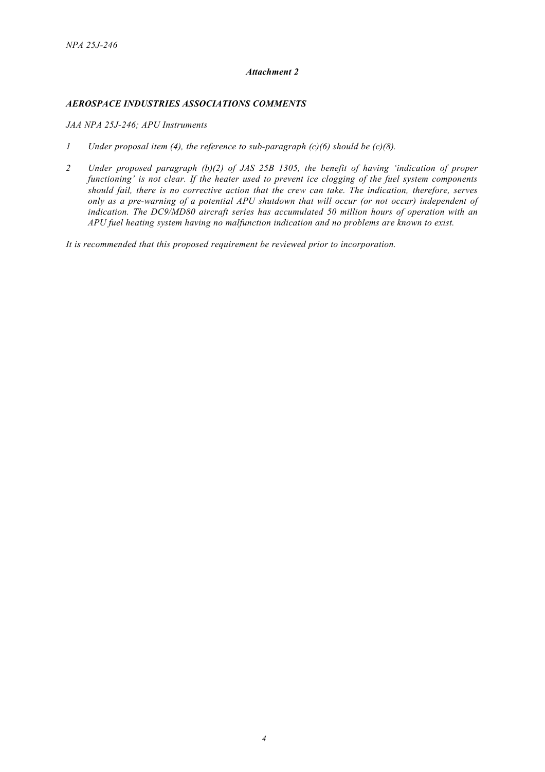*Attachment 2*

***AEROSPACE INDUSTRIES ASSOCIATIONS COMMENTS***

*JAA NPA 25J-246; APU Instruments*

1. *Under proposal item (4), the reference to sub-paragraph (c)(6) should be (c)(8).*

2. *Under proposed paragraph (b)(2) of JAS 25B 1305, the benefit of having 'indication of proper functioning' is not clear. If the heater used to prevent ice clogging of the fuel system components should fail, there is no corrective action that the crew can take. The indication, therefore, serves only as a pre-warning of a potential APU shutdown that will occur (or not occur) independent of indication. The DC9/MD80 aircraft series has accumulated 50 million hours of operation with an APU fuel heating system having no malfunction indication and no problems are known to exist.*

*It is recommended that this proposed requirement be reviewed prior to incorporation.*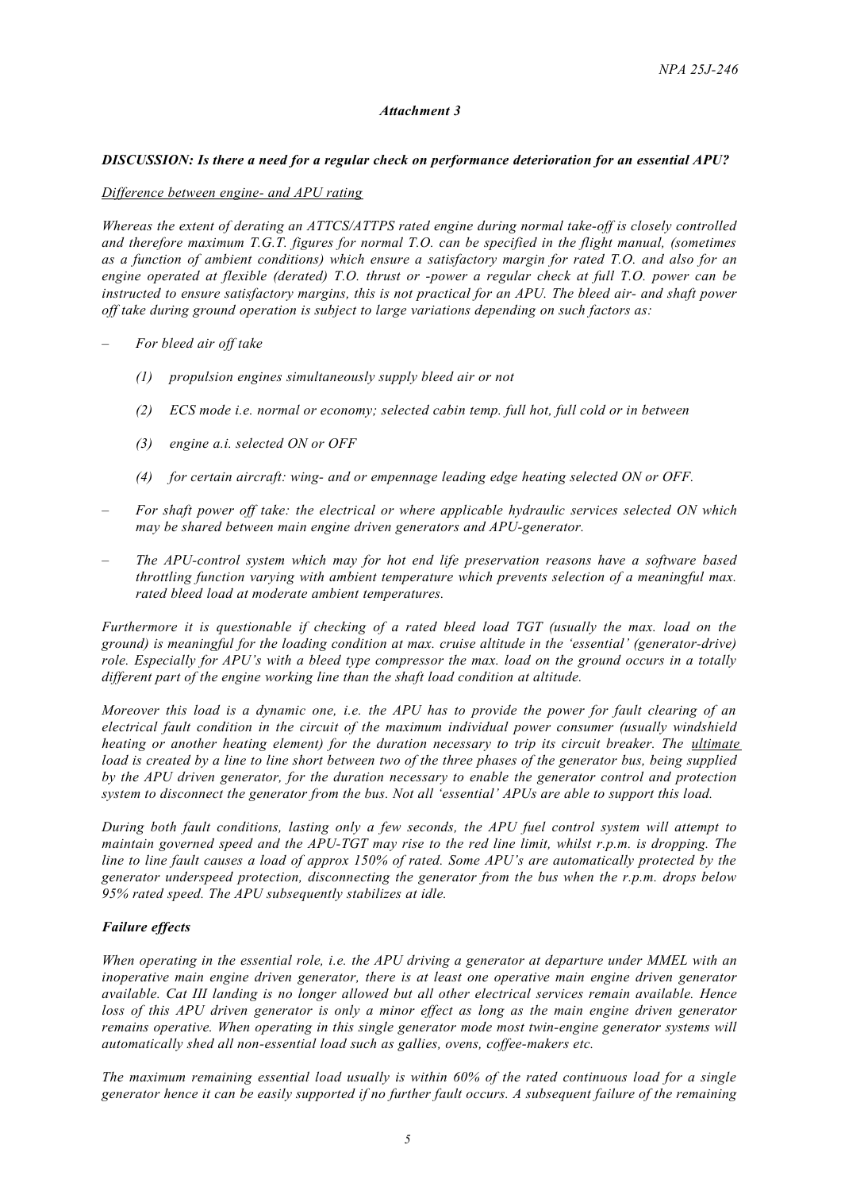*Attachment 3*

***DISCUSSION: Is there a need for a regular check on performance deterioration for an essential APU?***

*Difference between engine- and APU rating*

*Whereas the extent of derating an ATTCS/ATTPS rated engine during normal take-off is closely controlled and therefore maximum T.G.T. figures for normal T.O. can be specified in the flight manual, (sometimes as a function of ambient conditions) which ensure a satisfactory margin for rated T.O. and also for an engine operated at flexible (derated) T.O. thrust or -power a regular check at full T.O. power can be instructed to ensure satisfactory margins, this is not practical for an APU. The bleed air- and shaft power off take during ground operation is subject to large variations depending on such factors as:*

– *For bleed air off take*

  *(1) propulsion engines simultaneously supply bleed air or not*

  *(2) ECS mode i.e. normal or economy; selected cabin temp. full hot, full cold or in between*

  *(3) engine a.i. selected ON or OFF*

  *(4) for certain aircraft: wing- and or empennage leading edge heating selected ON or OFF.*

– *For shaft power off take: the electrical or where applicable hydraulic services selected ON which may be shared between main engine driven generators and APU-generator.*

– *The APU-control system which may for hot end life preservation reasons have a software based throttling function varying with ambient temperature which prevents selection of a meaningful max. rated bleed load at moderate ambient temperatures.*

*Furthermore it is questionable if checking of a rated bleed load TGT (usually the max. load on the ground) is meaningful for the loading condition at max. cruise altitude in the 'essential' (generator-drive) role. Especially for APU's with a bleed type compressor the max. load on the ground occurs in a totally different part of the engine working line than the shaft load condition at altitude.*

*Moreover this load is a dynamic one, i.e. the APU has to provide the power for fault clearing of an electrical fault condition in the circuit of the maximum individual power consumer (usually windshield heating or another heating element) for the duration necessary to trip its circuit breaker. The ultimate load is created by a line to line short between two of the three phases of the generator bus, being supplied by the APU driven generator, for the duration necessary to enable the generator control and protection system to disconnect the generator from the bus. Not all 'essential' APUs are able to support this load.*

*During both fault conditions, lasting only a few seconds, the APU fuel control system will attempt to maintain governed speed and the APU-TGT may rise to the red line limit, whilst r.p.m. is dropping. The line to line fault causes a load of approx 150% of rated. Some APU's are automatically protected by the generator underspeed protection, disconnecting the generator from the bus when the r.p.m. drops below 95% rated speed. The APU subsequently stabilizes at idle.*

***Failure effects***

*When operating in the essential role, i.e. the APU driving a generator at departure under MMEL with an inoperative main engine driven generator, there is at least one operative main engine driven generator available. Cat III landing is no longer allowed but all other electrical services remain available. Hence loss of this APU driven generator is only a minor effect as long as the main engine driven generator remains operative. When operating in this single generator mode most twin-engine generator systems will automatically shed all non-essential load such as gallies, ovens, coffee-makers etc.*

*The maximum remaining essential load usually is within 60% of the rated continuous load for a single generator hence it can be easily supported if no further fault occurs. A subsequent failure of the remaining*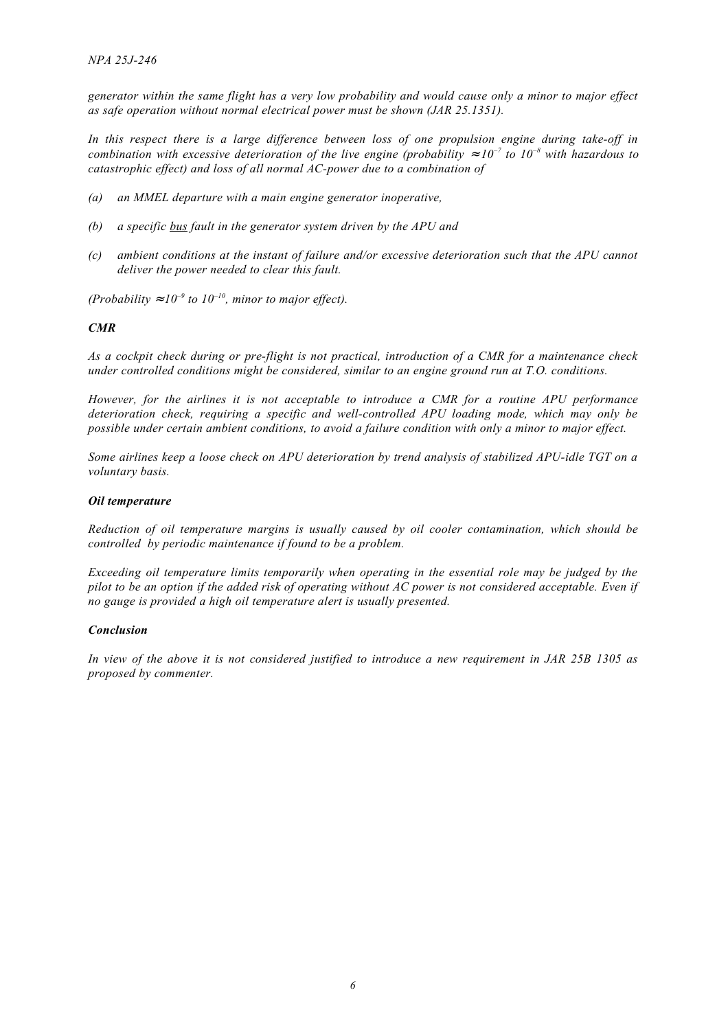*generator within the same flight has a very low probability and would cause only a minor to major effect as safe operation without normal electrical power must be shown (JAR 25.1351).*

*In this respect there is a large difference between loss of one propulsion engine during take-off in combination with excessive deterioration of the live engine (probability $\approx 10^{-7}$ to $10^{-8}$ with hazardous to catastrophic effect) and loss of all normal AC-power due to a combination of*

*(a) an MMEL departure with a main engine generator inoperative,*

*(b) a specific bus fault in the generator system driven by the APU and*

*(c) ambient conditions at the instant of failure and/or excessive deterioration such that the APU cannot deliver the power needed to clear this fault.*

*(Probability $\approx 10^{-9}$ to $10^{-10}$, minor to major effect).*

***CMR***

*As a cockpit check during or pre-flight is not practical, introduction of a CMR for a maintenance check under controlled conditions might be considered, similar to an engine ground run at T.O. conditions.*

*However, for the airlines it is not acceptable to introduce a CMR for a routine APU performance deterioration check, requiring a specific and well-controlled APU loading mode, which may only be possible under certain ambient conditions, to avoid a failure condition with only a minor to major effect.*

*Some airlines keep a loose check on APU deterioration by trend analysis of stabilized APU-idle TGT on a voluntary basis.*

***Oil temperature***

*Reduction of oil temperature margins is usually caused by oil cooler contamination, which should be controlled by periodic maintenance if found to be a problem.*

*Exceeding oil temperature limits temporarily when operating in the essential role may be judged by the pilot to be an option if the added risk of operating without AC power is not considered acceptable. Even if no gauge is provided a high oil temperature alert is usually presented.*

***Conclusion***

*In view of the above it is not considered justified to introduce a new requirement in JAR 25B 1305 as proposed by commenter.*